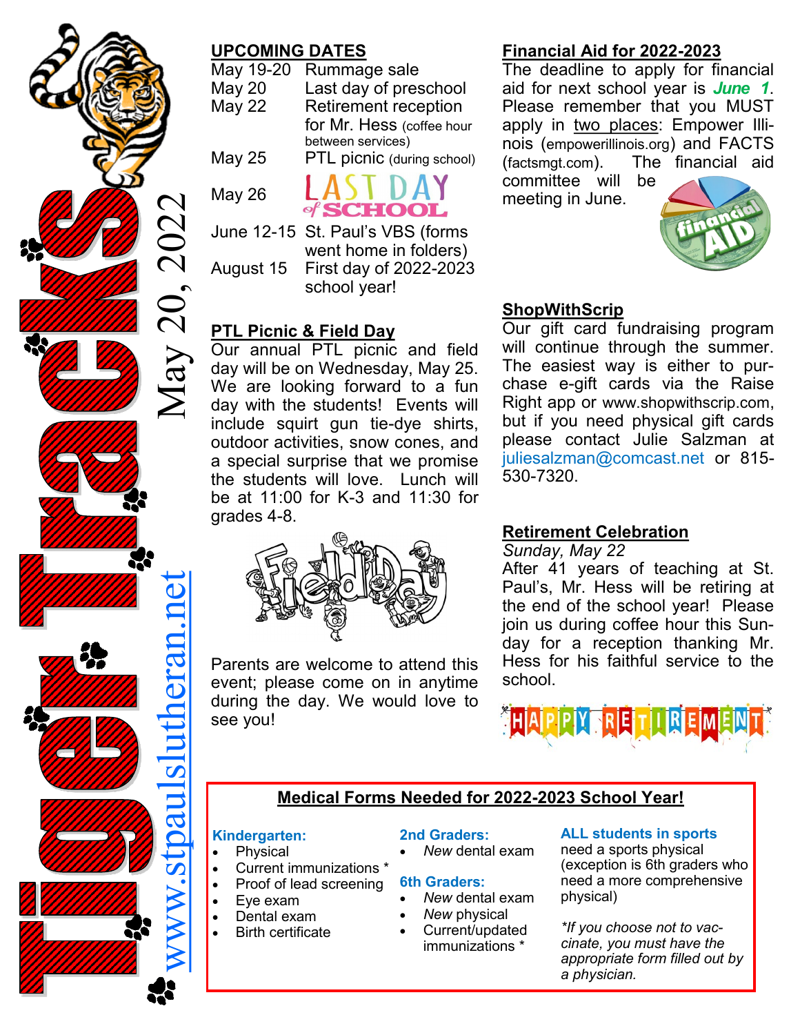# Tiger Tracks

May 20, 2022

www.stpaulslutheran.net

## UPCOMING DATES

| | |
|---|---|
| May 19-20 | Rummage sale |
| May 20 | Last day of preschool |
| May 22 | Retirement reception for Mr. Hess (coffee hour between services) |
| May 25 | PTL picnic (during school) |
| May 26 | LAST DAY of SCHOOL |
| June 12-15 | St. Paul's VBS (forms went home in folders) |
| August 15 | First day of 2022-2023 school year! |

## PTL Picnic & Field Day

Our annual PTL picnic and field day will be on Wednesday, May 25. We are looking forward to a fun day with the students! Events will include squirt gun tie-dye shirts, outdoor activities, snow cones, and a special surprise that we promise the students will love. Lunch will be at 11:00 for K-3 and 11:30 for grades 4-8.

Parents are welcome to attend this event; please come on in anytime during the day. We would love to see you!

## Financial Aid for 2022-2023

The deadline to apply for financial aid for next school year is ***June 1***. Please remember that you MUST apply in two places: Empower Illinois (empowerillinois.org) and FACTS (factsmgt.com). The financial aid committee will be meeting in June.

## ShopWithScrip

Our gift card fundraising program will continue through the summer. The easiest way is either to purchase e-gift cards via the Raise Right app or www.shopwithscrip.com, but if you need physical gift cards please contact Julie Salzman at juliesalzman@comcast.net or 815-530-7320.

## Retirement Celebration

*Sunday, May 22*

After 41 years of teaching at St. Paul's, Mr. Hess will be retiring at the end of the school year! Please join us during coffee hour this Sunday for a reception thanking Mr. Hess for his faithful service to the school.

HAPPY RETIREMENT

## Medical Forms Needed for 2022-2023 School Year!

**Kindergarten:**
- Physical
- Current immunizations *
- Proof of lead screening
- Eye exam
- Dental exam
- Birth certificate

**2nd Graders:**
- *New* dental exam

**6th Graders:**
- *New* dental exam
- *New* physical
- Current/updated immunizations *

**ALL students in sports** need a sports physical (exception is 6th graders who need a more comprehensive physical)

*\*If you choose not to vaccinate, you must have the appropriate form filled out by a physician.*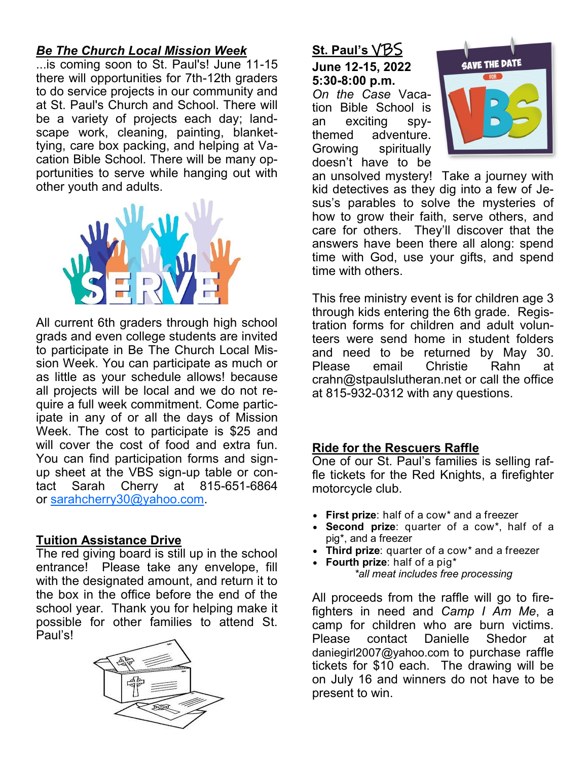## ***Be The Church Local Mission Week***

...is coming soon to St. Paul's! June 11-15 there will opportunities for 7th-12th graders to do service projects in our community and at St. Paul's Church and School. There will be a variety of projects each day; landscape work, cleaning, painting, blanket-tying, care box packing, and helping at Vacation Bible School. There will be many opportunities to serve while hanging out with other youth and adults.

All current 6th graders through high school grads and even college students are invited to participate in Be The Church Local Mission Week. You can participate as much or as little as your schedule allows! because all projects will be local and we do not require a full week commitment. Come participate in any of or all the days of Mission Week. The cost to participate is $25 and will cover the cost of food and extra fun. You can find participation forms and sign-up sheet at the VBS sign-up table or contact Sarah Cherry at 815-651-6864 or sarahcherry30@yahoo.com.

## Tuition Assistance Drive

The red giving board is still up in the school entrance! Please take any envelope, fill with the designated amount, and return it to the box in the office before the end of the school year. Thank you for helping make it possible for other families to attend St. Paul's!

## St. Paul's VBS

**June 12-15, 2022**
**5:30-8:00 p.m.**

*On the Case* Vacation Bible School is an exciting spy-themed adventure. Growing spiritually doesn't have to be an unsolved mystery! Take a journey with kid detectives as they dig into a few of Jesus's parables to solve the mysteries of how to grow their faith, serve others, and care for others. They'll discover that the answers have been there all along: spend time with God, use your gifts, and spend time with others.

This free ministry event is for children age 3 through kids entering the 6th grade. Registration forms for children and adult volunteers were send home in student folders and need to be returned by May 30. Please email Christie Rahn at crahn@stpaulslutheran.net or call the office at 815-932-0312 with any questions.

## Ride for the Rescuers Raffle

One of our St. Paul's families is selling raffle tickets for the Red Knights, a firefighter motorcycle club.

- **First prize**: half of a cow* and a freezer
- **Second prize**: quarter of a cow*, half of a pig*, and a freezer
- **Third prize**: quarter of a cow* and a freezer
- **Fourth prize**: half of a pig*

*\*all meat includes free processing*

All proceeds from the raffle will go to firefighters in need and *Camp I Am Me*, a camp for children who are burn victims. Please contact Danielle Shedor at daniegirl2007@yahoo.com to purchase raffle tickets for $10 each. The drawing will be on July 16 and winners do not have to be present to win.